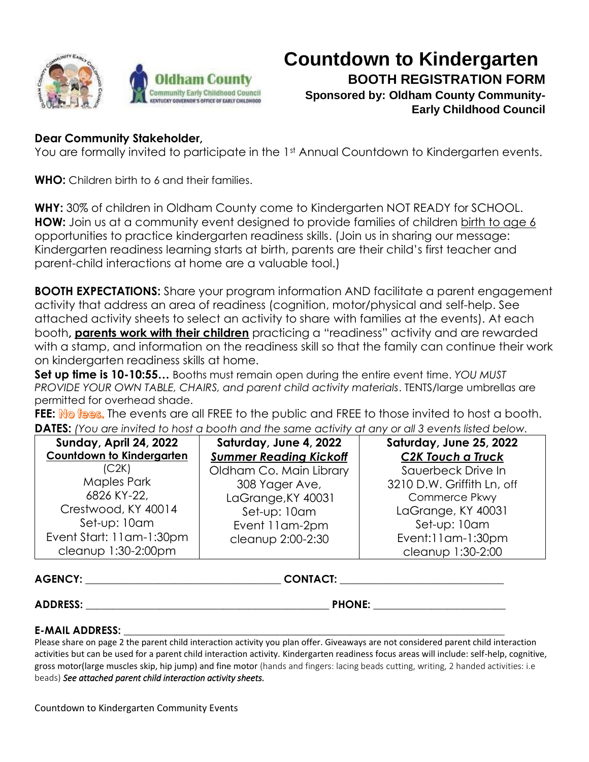# Countdown to Kindergarten

## BOOTH REGISTRATION FORM

**Sponsored by: Oldham County Community-Early Childhood Council**

**Dear Community Stakeholder,**

You are formally invited to participate in the 1st Annual Countdown to Kindergarten events.

**WHO:** Children birth to 6 and their families.

**WHY:** 30% of children in Oldham County come to Kindergarten NOT READY for SCHOOL.
**HOW:** Join us at a community event designed to provide families of children birth to age 6 opportunities to practice kindergarten readiness skills. (Join us in sharing our message: Kindergarten readiness learning starts at birth, parents are their child's first teacher and parent-child interactions at home are a valuable tool.)

**BOOTH EXPECTATIONS:** Share your program information AND facilitate a parent engagement activity that address an area of readiness (cognition, motor/physical and self-help. See attached activity sheets to select an activity to share with families at the events). At each booth, **parents work with their children** practicing a "readiness" activity and are rewarded with a stamp, and information on the readiness skill so that the family can continue their work on kindergarten readiness skills at home.
**Set up time is 10-10:55…** Booths must remain open during the entire event time. *YOU MUST PROVIDE YOUR OWN TABLE, CHAIRS, and parent child activity materials*. TENTS/large umbrellas are permitted for overhead shade.
**FEE:** No fees. The events are all FREE to the public and FREE to those invited to host a booth.
**DATES:** *(You are invited to host a booth and the same activity at any or all 3 events listed below.*

| Sunday, April 24, 2022 | Saturday, June 4, 2022 | Saturday, June 25, 2022 |
|---|---|---|
| **Countdown to Kindergarten** (C2K) Maples Park 6826 KY-22, Crestwood, KY 40014 Set-up: 10am Event Start: 11am-1:30pm cleanup 1:30-2:00pm | ***Summer Reading Kickoff*** Oldham Co. Main Library 308 Yager Ave, LaGrange,KY 40031 Set-up: 10am Event 11am-2pm cleanup 2:00-2:30 | ***C2K Touch a Truck*** Sauerbeck Drive In 3210 D.W. Griffith Ln, off Commerce Pkwy LaGrange, KY 40031 Set-up: 10am Event:11am-1:30pm cleanup 1:30-2:00 |

**AGENCY:** ______________________________ **CONTACT:** ______________________________

**ADDRESS:** ______________________________ **PHONE:** ______________________________

**E-MAIL ADDRESS:** ______________________________

Please share on page 2 the parent child interaction activity you plan offer. Giveaways are not considered parent child interaction activities but can be used for a parent child interaction activity. Kindergarten readiness focus areas will include: self-help, cognitive, gross motor(large muscles skip, hip jump) and fine motor (hands and fingers: lacing beads cutting, writing, 2 handed activities: i.e beads) *See attached parent child interaction activity sheets.*

Countdown to Kindergarten Community Events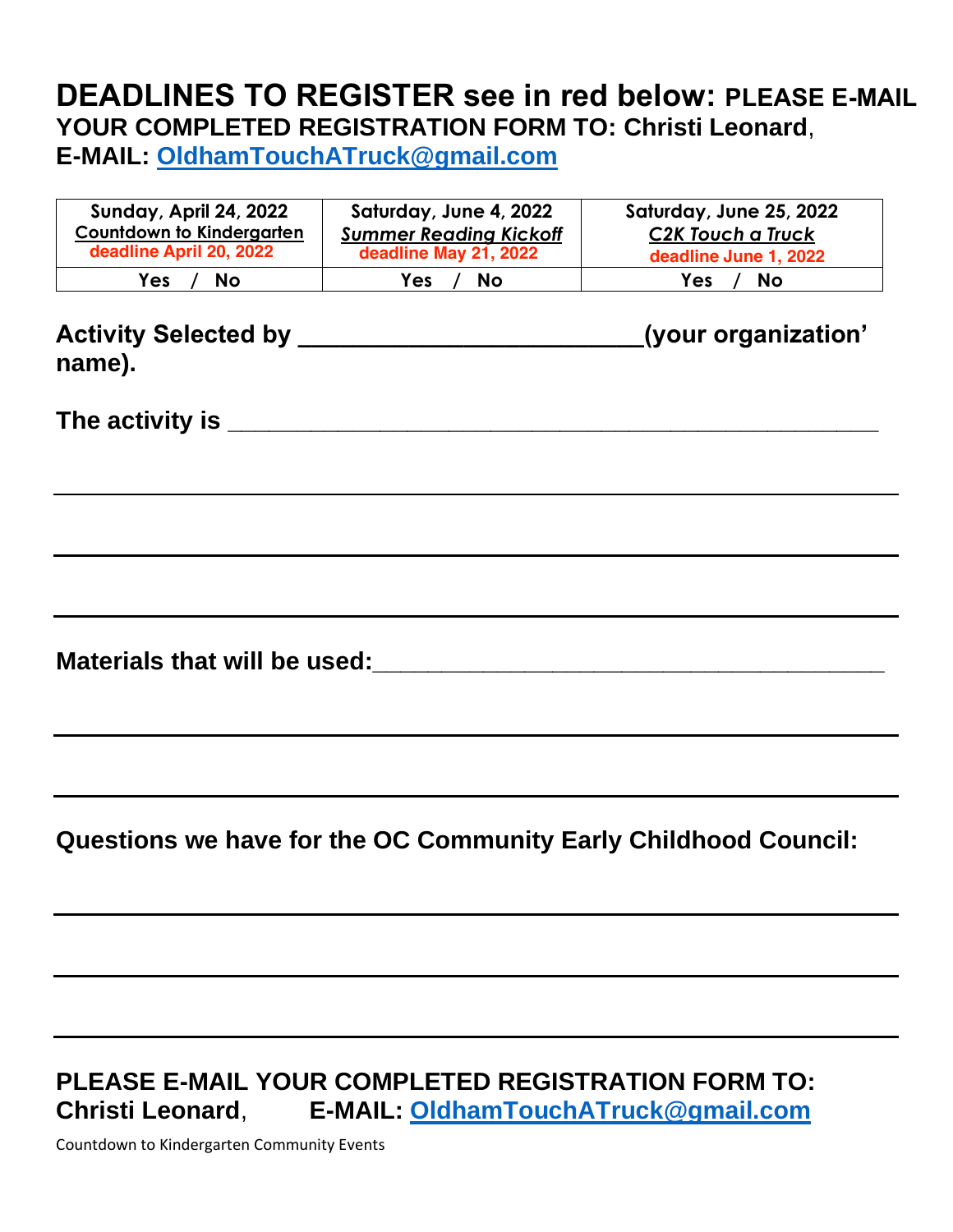# DEADLINES TO REGISTER see in red below: PLEASE E-MAIL YOUR COMPLETED REGISTRATION FORM TO: Christi Leonard, E-MAIL: OldhamTouchATruck@gmail.com

| Sunday, April 24, 2022<br>Countdown to Kindergarten<br>deadline April 20, 2022 | Saturday, June 4, 2022<br>*Summer Reading Kickoff*<br>deadline May 21, 2022 | Saturday, June 25, 2022<br>*C2K Touch a Truck*<br>deadline June 1, 2022 |
|---|---|---|
| Yes / No | Yes / No | Yes / No |

**Activity Selected by \_\_\_\_\_\_\_\_\_\_\_\_\_\_\_\_\_\_\_\_\_\_\_\_\_(your organization' name).**

**The activity is** \_\_\_\_\_\_\_\_\_\_\_\_\_\_\_\_\_\_\_\_\_\_\_\_\_\_\_\_\_\_\_\_\_\_\_\_\_\_\_\_\_\_\_\_\_\_

\_\_\_\_\_\_\_\_\_\_\_\_\_\_\_\_\_\_\_\_\_\_\_\_\_\_\_\_\_\_\_\_\_\_\_\_\_\_\_\_\_\_\_\_\_\_\_\_\_\_\_\_\_\_\_\_

\_\_\_\_\_\_\_\_\_\_\_\_\_\_\_\_\_\_\_\_\_\_\_\_\_\_\_\_\_\_\_\_\_\_\_\_\_\_\_\_\_\_\_\_\_\_\_\_\_\_\_\_\_\_\_\_

\_\_\_\_\_\_\_\_\_\_\_\_\_\_\_\_\_\_\_\_\_\_\_\_\_\_\_\_\_\_\_\_\_\_\_\_\_\_\_\_\_\_\_\_\_\_\_\_\_\_\_\_\_\_\_\_

**Materials that will be used:**\_\_\_\_\_\_\_\_\_\_\_\_\_\_\_\_\_\_\_\_\_\_\_\_\_\_\_\_\_\_\_\_\_\_\_\_

\_\_\_\_\_\_\_\_\_\_\_\_\_\_\_\_\_\_\_\_\_\_\_\_\_\_\_\_\_\_\_\_\_\_\_\_\_\_\_\_\_\_\_\_\_\_\_\_\_\_\_\_\_\_\_\_

\_\_\_\_\_\_\_\_\_\_\_\_\_\_\_\_\_\_\_\_\_\_\_\_\_\_\_\_\_\_\_\_\_\_\_\_\_\_\_\_\_\_\_\_\_\_\_\_\_\_\_\_\_\_\_\_

**Questions we have for the OC Community Early Childhood Council:**

\_\_\_\_\_\_\_\_\_\_\_\_\_\_\_\_\_\_\_\_\_\_\_\_\_\_\_\_\_\_\_\_\_\_\_\_\_\_\_\_\_\_\_\_\_\_\_\_\_\_\_\_\_\_\_\_

\_\_\_\_\_\_\_\_\_\_\_\_\_\_\_\_\_\_\_\_\_\_\_\_\_\_\_\_\_\_\_\_\_\_\_\_\_\_\_\_\_\_\_\_\_\_\_\_\_\_\_\_\_\_\_\_

\_\_\_\_\_\_\_\_\_\_\_\_\_\_\_\_\_\_\_\_\_\_\_\_\_\_\_\_\_\_\_\_\_\_\_\_\_\_\_\_\_\_\_\_\_\_\_\_\_\_\_\_\_\_\_\_

**PLEASE E-MAIL YOUR COMPLETED REGISTRATION FORM TO: Christi Leonard, E-MAIL: OldhamTouchATruck@gmail.com**

Countdown to Kindergarten Community Events